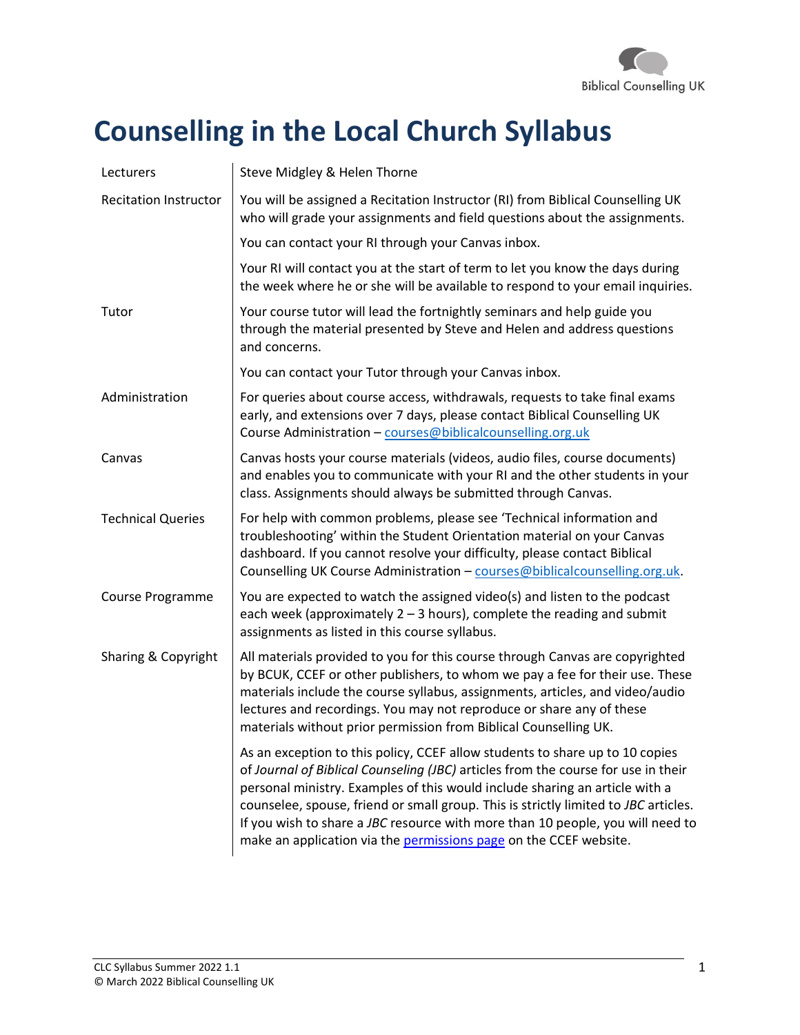# Counselling in the Local Church Syllabus

| | |
|---|---|
| Lecturers | Steve Midgley & Helen Thorne |
| Recitation Instructor | You will be assigned a Recitation Instructor (RI) from Biblical Counselling UK who will grade your assignments and field questions about the assignments.<br><br>You can contact your RI through your Canvas inbox.<br><br>Your RI will contact you at the start of term to let you know the days during the week where he or she will be available to respond to your email inquiries. |
| Tutor | Your course tutor will lead the fortnightly seminars and help guide you through the material presented by Steve and Helen and address questions and concerns.<br><br>You can contact your Tutor through your Canvas inbox. |
| Administration | For queries about course access, withdrawals, requests to take final exams early, and extensions over 7 days, please contact Biblical Counselling UK Course Administration – courses@biblicalcounselling.org.uk |
| Canvas | Canvas hosts your course materials (videos, audio files, course documents) and enables you to communicate with your RI and the other students in your class. Assignments should always be submitted through Canvas. |
| Technical Queries | For help with common problems, please see 'Technical information and troubleshooting' within the Student Orientation material on your Canvas dashboard. If you cannot resolve your difficulty, please contact Biblical Counselling UK Course Administration – courses@biblicalcounselling.org.uk. |
| Course Programme | You are expected to watch the assigned video(s) and listen to the podcast each week (approximately 2 – 3 hours), complete the reading and submit assignments as listed in this course syllabus. |
| Sharing & Copyright | All materials provided to you for this course through Canvas are copyrighted by BCUK, CCEF or other publishers, to whom we pay a fee for their use. These materials include the course syllabus, assignments, articles, and video/audio lectures and recordings. You may not reproduce or share any of these materials without prior permission from Biblical Counselling UK.<br><br>As an exception to this policy, CCEF allow students to share up to 10 copies of *Journal of Biblical Counseling (JBC)* articles from the course for use in their personal ministry. Examples of this would include sharing an article with a counselee, spouse, friend or small group. This is strictly limited to *JBC* articles. If you wish to share a *JBC* resource with more than 10 people, you will need to make an application via the permissions page on the CCEF website. |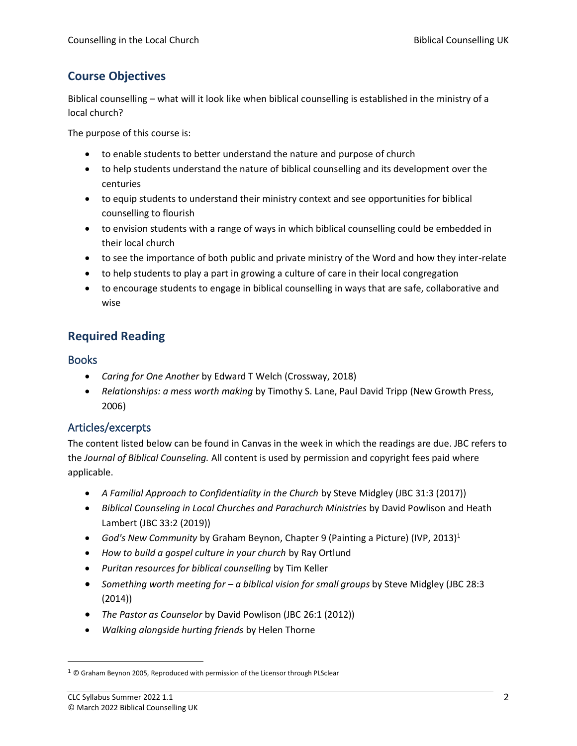## Course Objectives

Biblical counselling – what will it look like when biblical counselling is established in the ministry of a local church?

The purpose of this course is:

- to enable students to better understand the nature and purpose of church
- to help students understand the nature of biblical counselling and its development over the centuries
- to equip students to understand their ministry context and see opportunities for biblical counselling to flourish
- to envision students with a range of ways in which biblical counselling could be embedded in their local church
- to see the importance of both public and private ministry of the Word and how they inter-relate
- to help students to play a part in growing a culture of care in their local congregation
- to encourage students to engage in biblical counselling in ways that are safe, collaborative and wise

## Required Reading

### Books

- *Caring for One Another* by Edward T Welch (Crossway, 2018)
- *Relationships: a mess worth making* by Timothy S. Lane, Paul David Tripp (New Growth Press, 2006)

### Articles/excerpts

The content listed below can be found in Canvas in the week in which the readings are due. JBC refers to the *Journal of Biblical Counseling.* All content is used by permission and copyright fees paid where applicable.

- *A Familial Approach to Confidentiality in the Church* by Steve Midgley (JBC 31:3 (2017))
- *Biblical Counseling in Local Churches and Parachurch Ministries* by David Powlison and Heath Lambert (JBC 33:2 (2019))
- *God's New Community* by Graham Beynon, Chapter 9 (Painting a Picture) (IVP, 2013)[1]
- *How to build a gospel culture in your church* by Ray Ortlund
- *Puritan resources for biblical counselling* by Tim Keller
- *Something worth meeting for – a biblical vision for small groups* by Steve Midgley (JBC 28:3 (2014))
- *The Pastor as Counselor* by David Powlison (JBC 26:1 (2012))
- *Walking alongside hurting friends* by Helen Thorne

[1] © Graham Beynon 2005, Reproduced with permission of the Licensor through PLSclear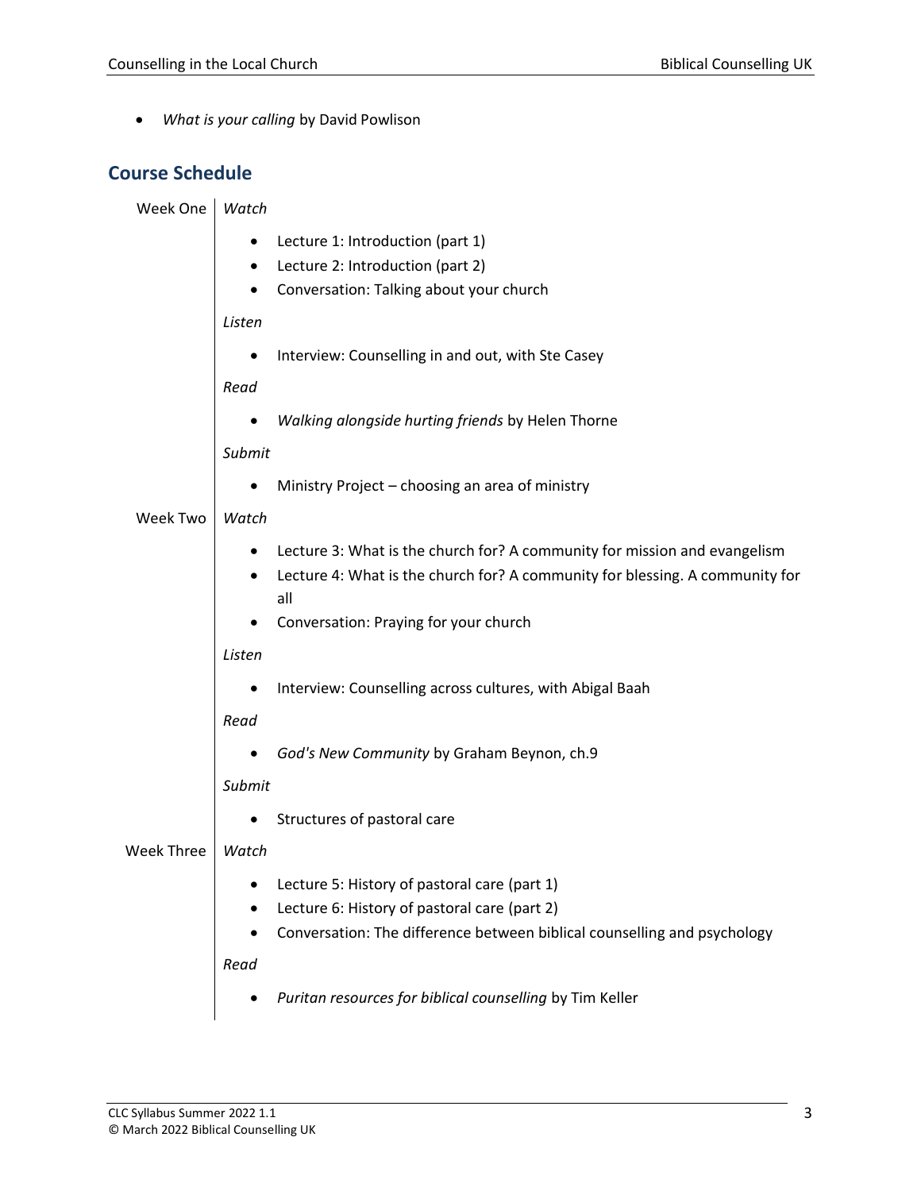- *What is your calling* by David Powlison

## Course Schedule

**Week One**

*Watch*

- Lecture 1: Introduction (part 1)
- Lecture 2: Introduction (part 2)
- Conversation: Talking about your church

*Listen*

- Interview: Counselling in and out, with Ste Casey

*Read*

- *Walking alongside hurting friends* by Helen Thorne

*Submit*

- Ministry Project – choosing an area of ministry

**Week Two**

*Watch*

- Lecture 3: What is the church for? A community for mission and evangelism
- Lecture 4: What is the church for? A community for blessing. A community for all
- Conversation: Praying for your church

*Listen*

- Interview: Counselling across cultures, with Abigal Baah

*Read*

- *God's New Community* by Graham Beynon, ch.9

*Submit*

- Structures of pastoral care

**Week Three**

*Watch*

- Lecture 5: History of pastoral care (part 1)
- Lecture 6: History of pastoral care (part 2)
- Conversation: The difference between biblical counselling and psychology

*Read*

- *Puritan resources for biblical counselling* by Tim Keller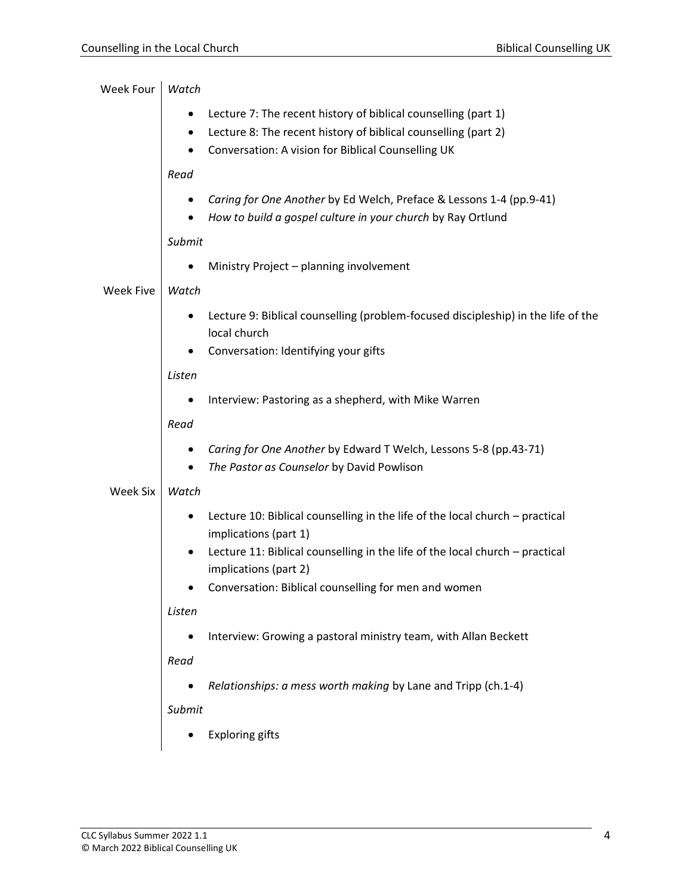**Week Four**

*Watch*

- Lecture 7: The recent history of biblical counselling (part 1)
- Lecture 8: The recent history of biblical counselling (part 2)
- Conversation: A vision for Biblical Counselling UK

*Read*

- *Caring for One Another* by Ed Welch, Preface & Lessons 1-4 (pp.9-41)
- *How to build a gospel culture in your church* by Ray Ortlund

*Submit*

- Ministry Project – planning involvement

**Week Five**

*Watch*

- Lecture 9: Biblical counselling (problem-focused discipleship) in the life of the local church
- Conversation: Identifying your gifts

*Listen*

- Interview: Pastoring as a shepherd, with Mike Warren

*Read*

- *Caring for One Another* by Edward T Welch, Lessons 5-8 (pp.43-71)
- *The Pastor as Counselor* by David Powlison

**Week Six**

*Watch*

- Lecture 10: Biblical counselling in the life of the local church – practical implications (part 1)
- Lecture 11: Biblical counselling in the life of the local church – practical implications (part 2)
- Conversation: Biblical counselling for men and women

*Listen*

- Interview: Growing a pastoral ministry team, with Allan Beckett

*Read*

- *Relationships: a mess worth making* by Lane and Tripp (ch.1-4)

*Submit*

- Exploring gifts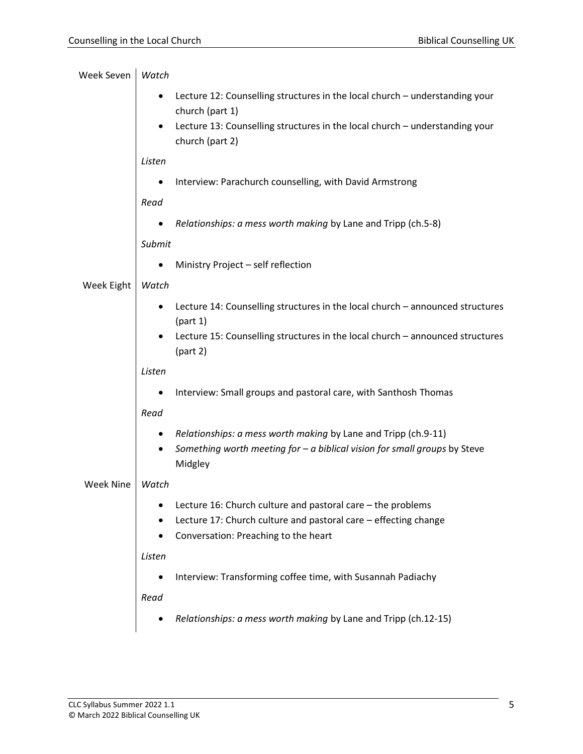**Week Seven**

*Watch*

- Lecture 12: Counselling structures in the local church – understanding your church (part 1)
- Lecture 13: Counselling structures in the local church – understanding your church (part 2)

*Listen*

- Interview: Parachurch counselling, with David Armstrong

*Read*

- *Relationships: a mess worth making* by Lane and Tripp (ch.5-8)

*Submit*

- Ministry Project – self reflection

**Week Eight**

*Watch*

- Lecture 14: Counselling structures in the local church – announced structures (part 1)
- Lecture 15: Counselling structures in the local church – announced structures (part 2)

*Listen*

- Interview: Small groups and pastoral care, with Santhosh Thomas

*Read*

- *Relationships: a mess worth making* by Lane and Tripp (ch.9-11)
- *Something worth meeting for – a biblical vision for small groups* by Steve Midgley

**Week Nine**

*Watch*

- Lecture 16: Church culture and pastoral care – the problems
- Lecture 17: Church culture and pastoral care – effecting change
- Conversation: Preaching to the heart

*Listen*

- Interview: Transforming coffee time, with Susannah Padiachy

*Read*

- *Relationships: a mess worth making* by Lane and Tripp (ch.12-15)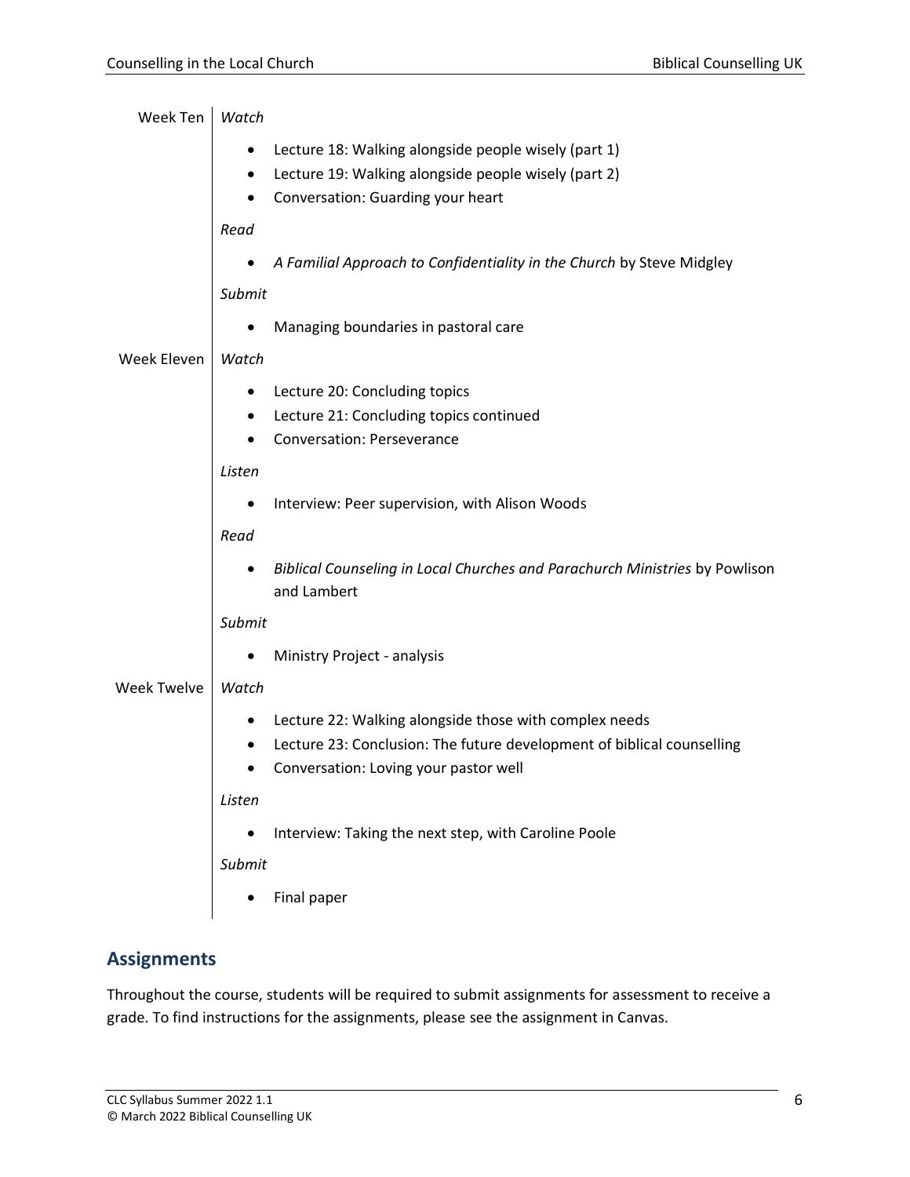Week Ten

*Watch*

- Lecture 18: Walking alongside people wisely (part 1)
- Lecture 19: Walking alongside people wisely (part 2)
- Conversation: Guarding your heart

*Read*

- *A Familial Approach to Confidentiality in the Church* by Steve Midgley

*Submit*

- Managing boundaries in pastoral care

Week Eleven

*Watch*

- Lecture 20: Concluding topics
- Lecture 21: Concluding topics continued
- Conversation: Perseverance

*Listen*

- Interview: Peer supervision, with Alison Woods

*Read*

- *Biblical Counseling in Local Churches and Parachurch Ministries* by Powlison and Lambert

*Submit*

- Ministry Project - analysis

Week Twelve

*Watch*

- Lecture 22: Walking alongside those with complex needs
- Lecture 23: Conclusion: The future development of biblical counselling
- Conversation: Loving your pastor well

*Listen*

- Interview: Taking the next step, with Caroline Poole

*Submit*

- Final paper

## Assignments

Throughout the course, students will be required to submit assignments for assessment to receive a grade. To find instructions for the assignments, please see the assignment in Canvas.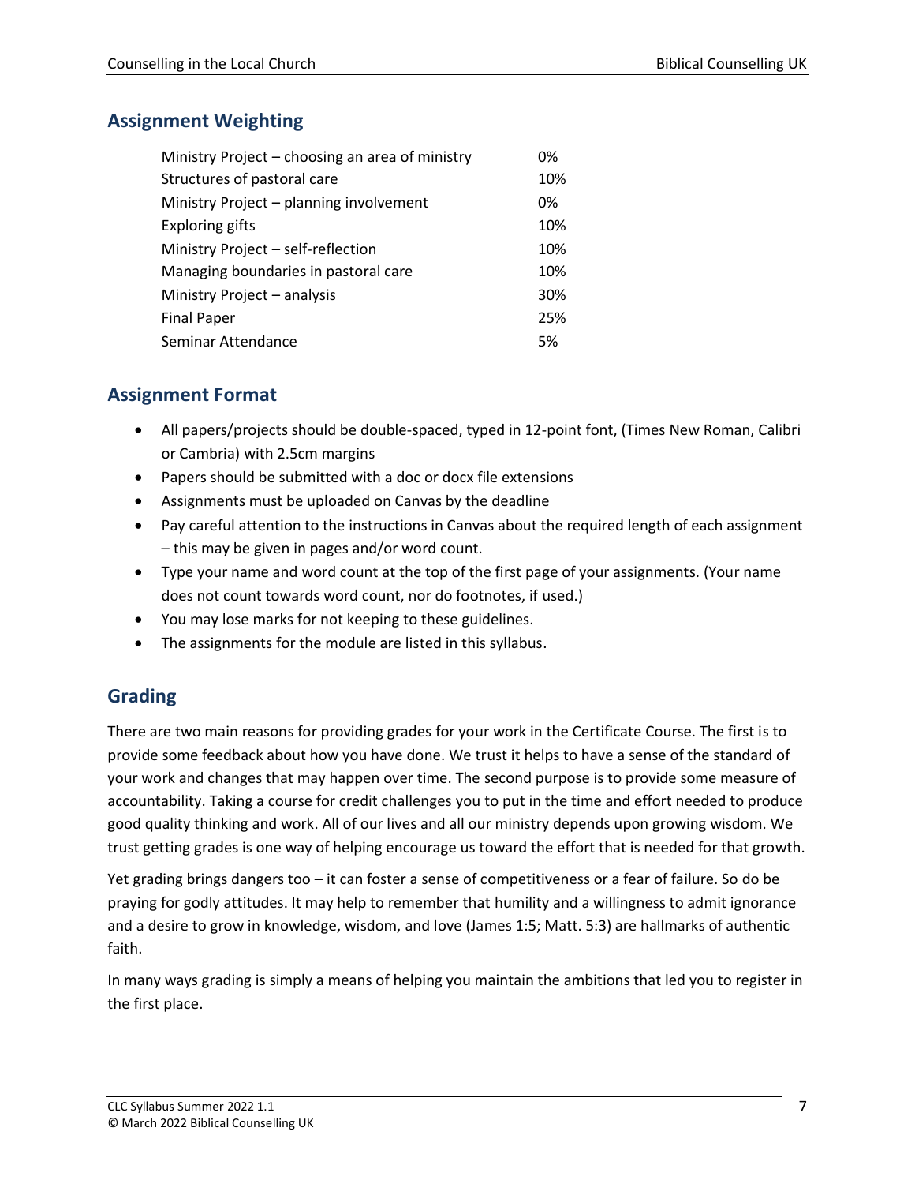## Assignment Weighting

| | |
|---|---|
| Ministry Project – choosing an area of ministry | 0% |
| Structures of pastoral care | 10% |
| Ministry Project – planning involvement | 0% |
| Exploring gifts | 10% |
| Ministry Project – self-reflection | 10% |
| Managing boundaries in pastoral care | 10% |
| Ministry Project – analysis | 30% |
| Final Paper | 25% |
| Seminar Attendance | 5% |

## Assignment Format

- All papers/projects should be double-spaced, typed in 12-point font, (Times New Roman, Calibri or Cambria) with 2.5cm margins
- Papers should be submitted with a doc or docx file extensions
- Assignments must be uploaded on Canvas by the deadline
- Pay careful attention to the instructions in Canvas about the required length of each assignment – this may be given in pages and/or word count.
- Type your name and word count at the top of the first page of your assignments. (Your name does not count towards word count, nor do footnotes, if used.)
- You may lose marks for not keeping to these guidelines.
- The assignments for the module are listed in this syllabus.

## Grading

There are two main reasons for providing grades for your work in the Certificate Course. The first is to provide some feedback about how you have done. We trust it helps to have a sense of the standard of your work and changes that may happen over time. The second purpose is to provide some measure of accountability. Taking a course for credit challenges you to put in the time and effort needed to produce good quality thinking and work. All of our lives and all our ministry depends upon growing wisdom. We trust getting grades is one way of helping encourage us toward the effort that is needed for that growth.

Yet grading brings dangers too – it can foster a sense of competitiveness or a fear of failure. So do be praying for godly attitudes. It may help to remember that humility and a willingness to admit ignorance and a desire to grow in knowledge, wisdom, and love (James 1:5; Matt. 5:3) are hallmarks of authentic faith.

In many ways grading is simply a means of helping you maintain the ambitions that led you to register in the first place.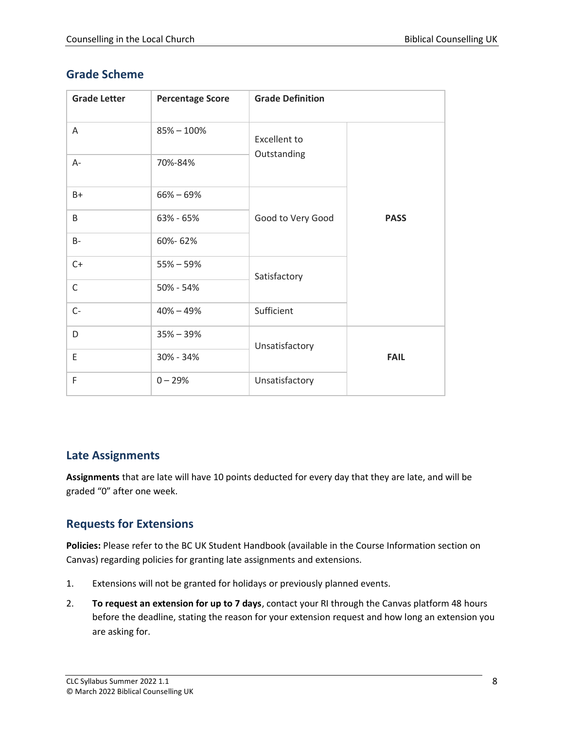## Grade Scheme

| Grade Letter | Percentage Score | Grade Definition | |
|---|---|---|---|
| A | 85% – 100% | Excellent to Outstanding | PASS |
| A- | 70%-84% | | |
| B+ | 66% – 69% | Good to Very Good | |
| B | 63% - 65% | | |
| B- | 60%- 62% | | |
| C+ | 55% – 59% | Satisfactory | |
| C | 50% - 54% | | |
| C- | 40% – 49% | Sufficient | |
| D | 35% – 39% | Unsatisfactory | FAIL |
| E | 30% - 34% | | |
| F | 0 – 29% | Unsatisfactory | |

## Late Assignments

**Assignments** that are late will have 10 points deducted for every day that they are late, and will be graded "0" after one week.

## Requests for Extensions

**Policies:** Please refer to the BC UK Student Handbook (available in the Course Information section on Canvas) regarding policies for granting late assignments and extensions.

1. Extensions will not be granted for holidays or previously planned events.
2. **To request an extension for up to 7 days**, contact your RI through the Canvas platform 48 hours before the deadline, stating the reason for your extension request and how long an extension you are asking for.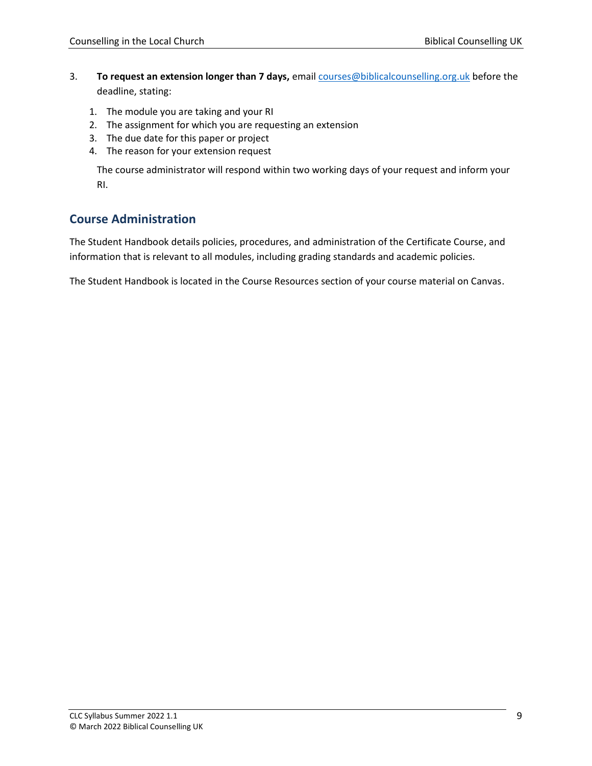3. **To request an extension longer than 7 days,** email courses@biblicalcounselling.org.uk before the deadline, stating:

    1. The module you are taking and your RI
    2. The assignment for which you are requesting an extension
    3. The due date for this paper or project
    4. The reason for your extension request

    The course administrator will respond within two working days of your request and inform your RI.

## Course Administration

The Student Handbook details policies, procedures, and administration of the Certificate Course, and information that is relevant to all modules, including grading standards and academic policies.

The Student Handbook is located in the Course Resources section of your course material on Canvas.